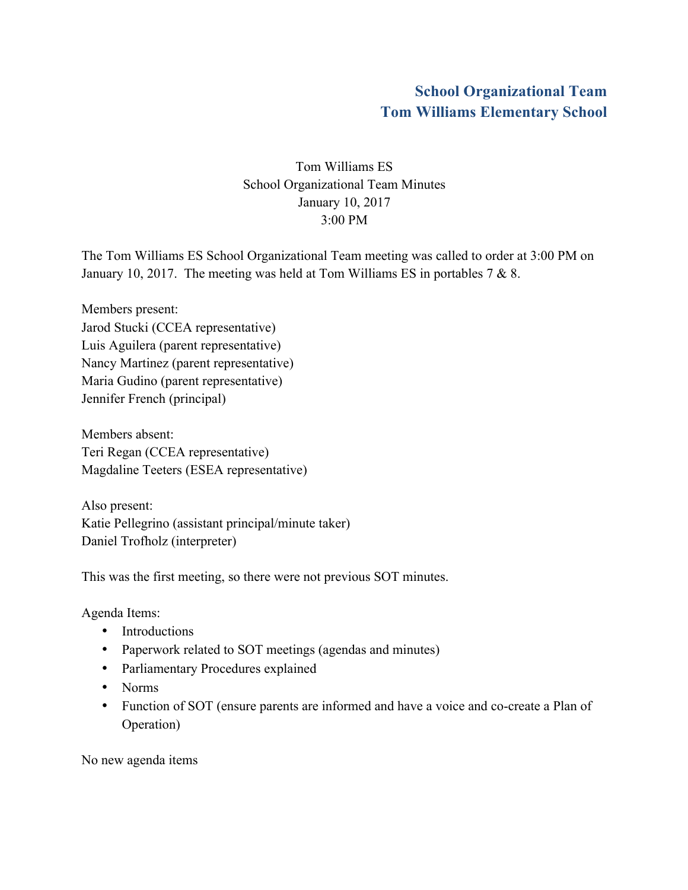# School Organizational Team
# Tom Williams Elementary School

Tom Williams ES
School Organizational Team Minutes
January 10, 2017
3:00 PM

The Tom Williams ES School Organizational Team meeting was called to order at 3:00 PM on January 10, 2017. The meeting was held at Tom Williams ES in portables 7 & 8.

Members present:
Jarod Stucki (CCEA representative)
Luis Aguilera (parent representative)
Nancy Martinez (parent representative)
Maria Gudino (parent representative)
Jennifer French (principal)

Members absent:
Teri Regan (CCEA representative)
Magdaline Teeters (ESEA representative)

Also present:
Katie Pellegrino (assistant principal/minute taker)
Daniel Trofholz (interpreter)

This was the first meeting, so there were not previous SOT minutes.

Agenda Items:

- Introductions
- Paperwork related to SOT meetings (agendas and minutes)
- Parliamentary Procedures explained
- Norms
- Function of SOT (ensure parents are informed and have a voice and co-create a Plan of Operation)

No new agenda items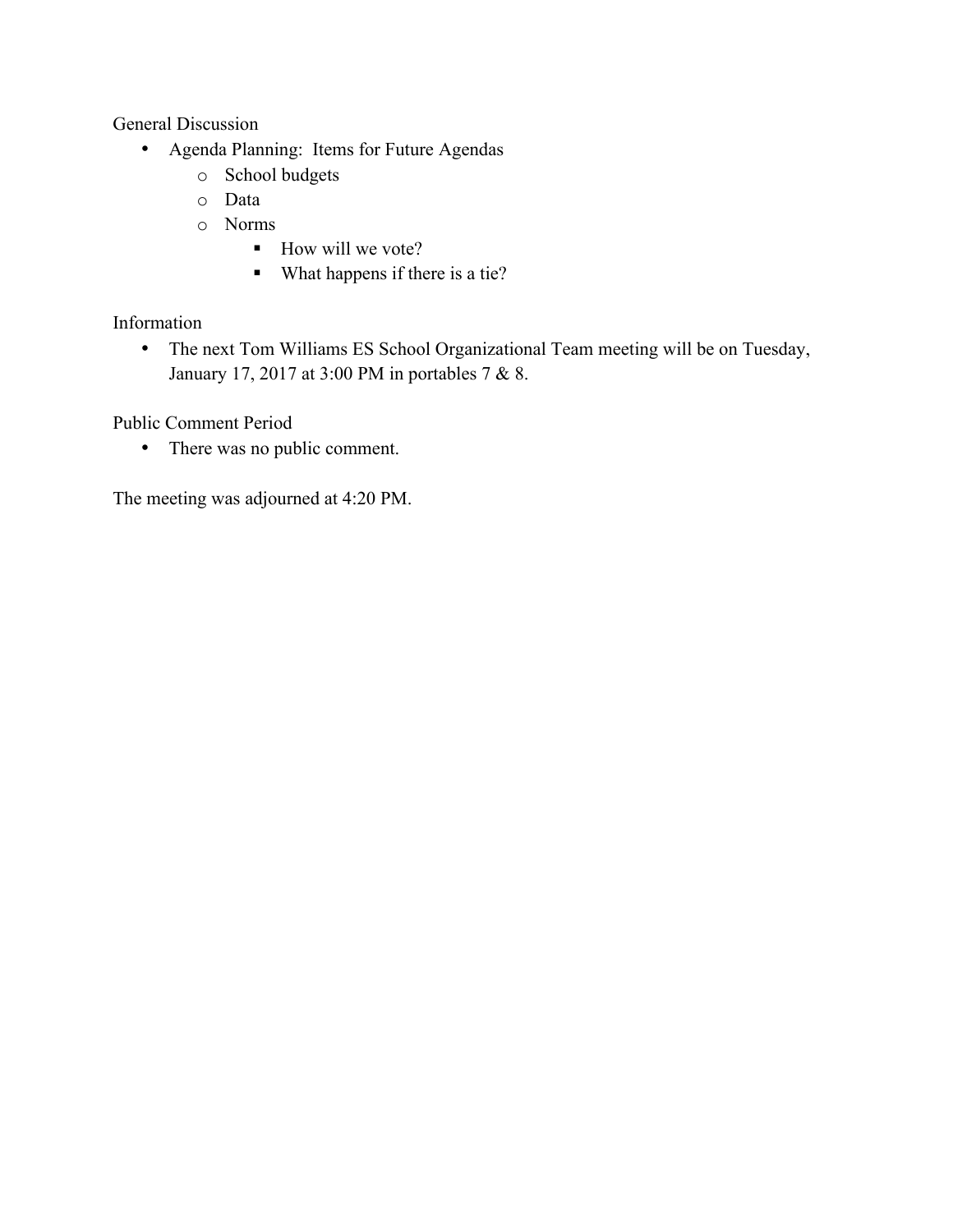General Discussion

- Agenda Planning: Items for Future Agendas
  - School budgets
  - Data
  - Norms
    - How will we vote?
    - What happens if there is a tie?

Information

- The next Tom Williams ES School Organizational Team meeting will be on Tuesday, January 17, 2017 at 3:00 PM in portables 7 & 8.

Public Comment Period

- There was no public comment.

The meeting was adjourned at 4:20 PM.